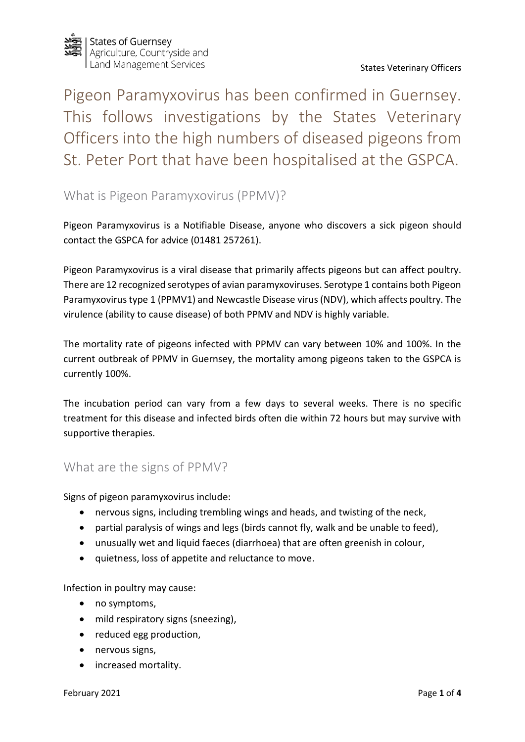States of Guernsey
Agriculture, Countryside and Land Management Services

States Veterinary Officers

# Pigeon Paramyxovirus has been confirmed in Guernsey. This follows investigations by the States Veterinary Officers into the high numbers of diseased pigeons from St. Peter Port that have been hospitalised at the GSPCA.

## What is Pigeon Paramyxovirus (PPMV)?

Pigeon Paramyxovirus is a Notifiable Disease, anyone who discovers a sick pigeon should contact the GSPCA for advice (01481 257261).

Pigeon Paramyxovirus is a viral disease that primarily affects pigeons but can affect poultry. There are 12 recognized serotypes of avian paramyxoviruses. Serotype 1 contains both Pigeon Paramyxovirus type 1 (PPMV1) and Newcastle Disease virus (NDV), which affects poultry. The virulence (ability to cause disease) of both PPMV and NDV is highly variable.

The mortality rate of pigeons infected with PPMV can vary between 10% and 100%. In the current outbreak of PPMV in Guernsey, the mortality among pigeons taken to the GSPCA is currently 100%.

The incubation period can vary from a few days to several weeks. There is no specific treatment for this disease and infected birds often die within 72 hours but may survive with supportive therapies.

## What are the signs of PPMV?

Signs of pigeon paramyxovirus include:

- nervous signs, including trembling wings and heads, and twisting of the neck,
- partial paralysis of wings and legs (birds cannot fly, walk and be unable to feed),
- unusually wet and liquid faeces (diarrhoea) that are often greenish in colour,
- quietness, loss of appetite and reluctance to move.

Infection in poultry may cause:

- no symptoms,
- mild respiratory signs (sneezing),
- reduced egg production,
- nervous signs,
- increased mortality.

February 2021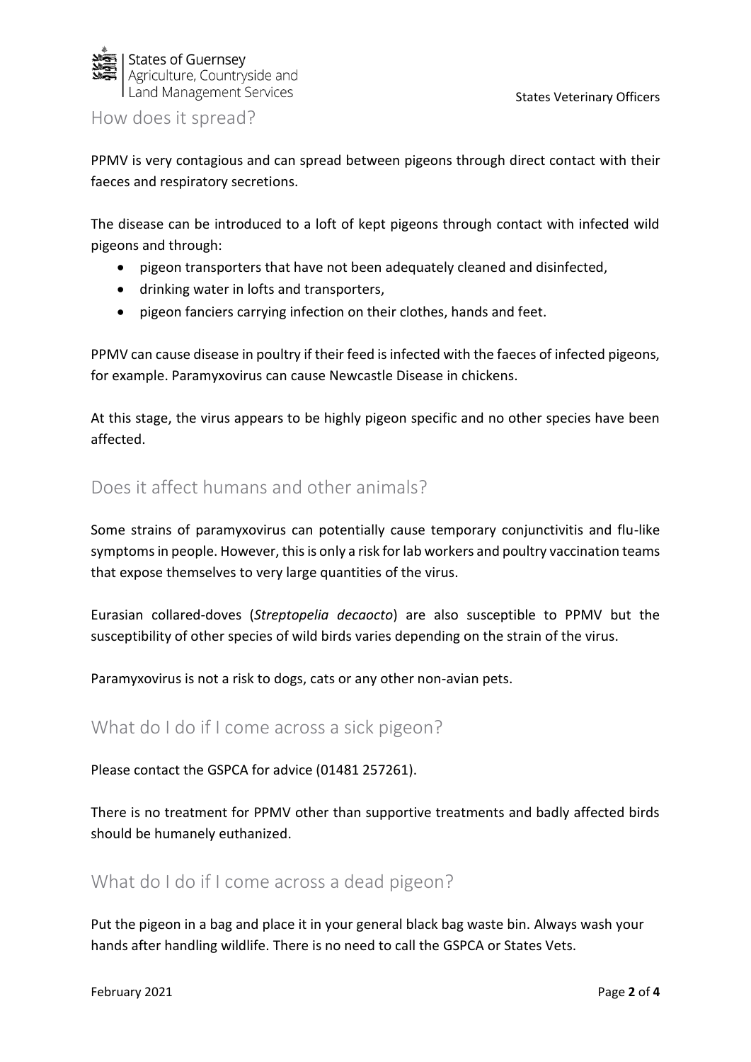## How does it spread?

PPMV is very contagious and can spread between pigeons through direct contact with their faeces and respiratory secretions.

The disease can be introduced to a loft of kept pigeons through contact with infected wild pigeons and through:

- pigeon transporters that have not been adequately cleaned and disinfected,
- drinking water in lofts and transporters,
- pigeon fanciers carrying infection on their clothes, hands and feet.

PPMV can cause disease in poultry if their feed is infected with the faeces of infected pigeons, for example. Paramyxovirus can cause Newcastle Disease in chickens.

At this stage, the virus appears to be highly pigeon specific and no other species have been affected.

## Does it affect humans and other animals?

Some strains of paramyxovirus can potentially cause temporary conjunctivitis and flu-like symptoms in people. However, this is only a risk for lab workers and poultry vaccination teams that expose themselves to very large quantities of the virus.

Eurasian collared-doves (*Streptopelia decaocto*) are also susceptible to PPMV but the susceptibility of other species of wild birds varies depending on the strain of the virus.

Paramyxovirus is not a risk to dogs, cats or any other non-avian pets.

## What do I do if I come across a sick pigeon?

Please contact the GSPCA for advice (01481 257261).

There is no treatment for PPMV other than supportive treatments and badly affected birds should be humanely euthanized.

## What do I do if I come across a dead pigeon?

Put the pigeon in a bag and place it in your general black bag waste bin. Always wash your hands after handling wildlife. There is no need to call the GSPCA or States Vets.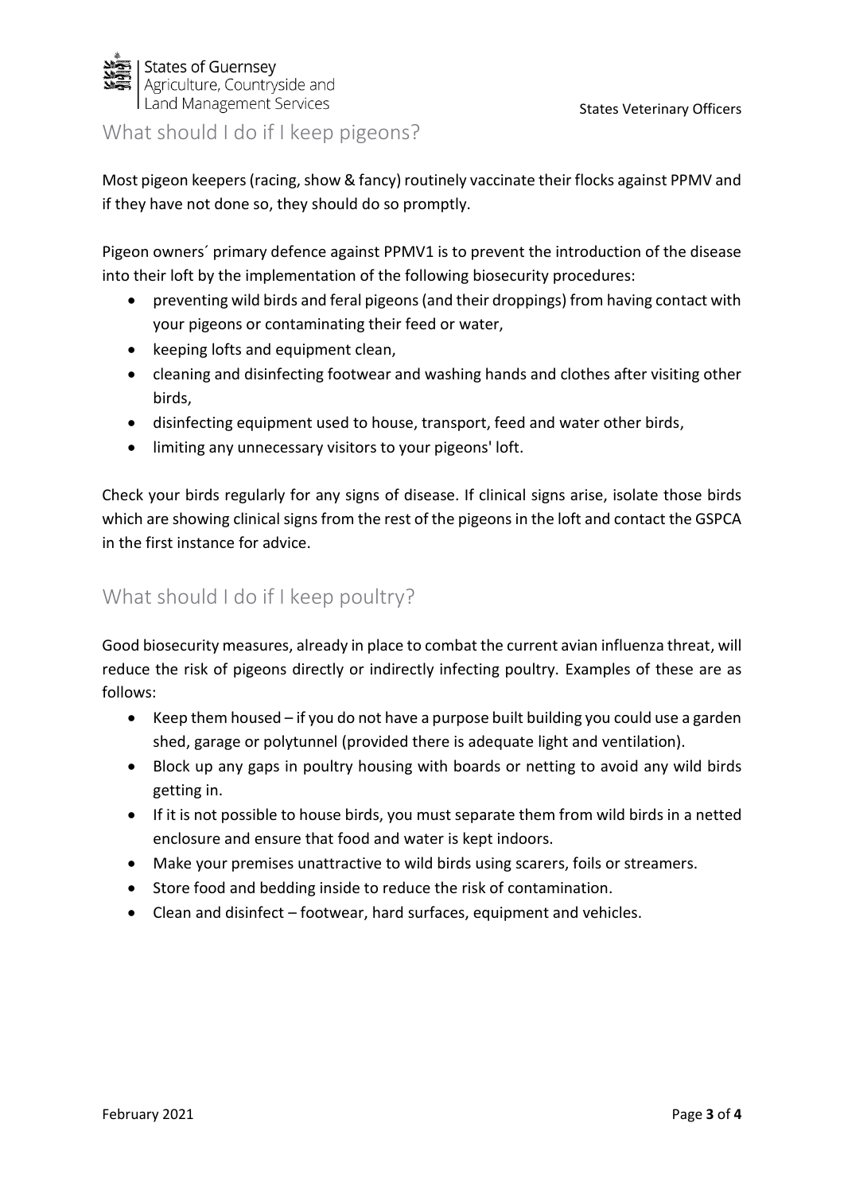## What should I do if I keep pigeons?

Most pigeon keepers (racing, show & fancy) routinely vaccinate their flocks against PPMV and if they have not done so, they should do so promptly.

Pigeon owners´ primary defence against PPMV1 is to prevent the introduction of the disease into their loft by the implementation of the following biosecurity procedures:

- preventing wild birds and feral pigeons (and their droppings) from having contact with your pigeons or contaminating their feed or water,
- keeping lofts and equipment clean,
- cleaning and disinfecting footwear and washing hands and clothes after visiting other birds,
- disinfecting equipment used to house, transport, feed and water other birds,
- limiting any unnecessary visitors to your pigeons' loft.

Check your birds regularly for any signs of disease. If clinical signs arise, isolate those birds which are showing clinical signs from the rest of the pigeons in the loft and contact the GSPCA in the first instance for advice.

## What should I do if I keep poultry?

Good biosecurity measures, already in place to combat the current avian influenza threat, will reduce the risk of pigeons directly or indirectly infecting poultry. Examples of these are as follows:

- Keep them housed – if you do not have a purpose built building you could use a garden shed, garage or polytunnel (provided there is adequate light and ventilation).
- Block up any gaps in poultry housing with boards or netting to avoid any wild birds getting in.
- If it is not possible to house birds, you must separate them from wild birds in a netted enclosure and ensure that food and water is kept indoors.
- Make your premises unattractive to wild birds using scarers, foils or streamers.
- Store food and bedding inside to reduce the risk of contamination.
- Clean and disinfect – footwear, hard surfaces, equipment and vehicles.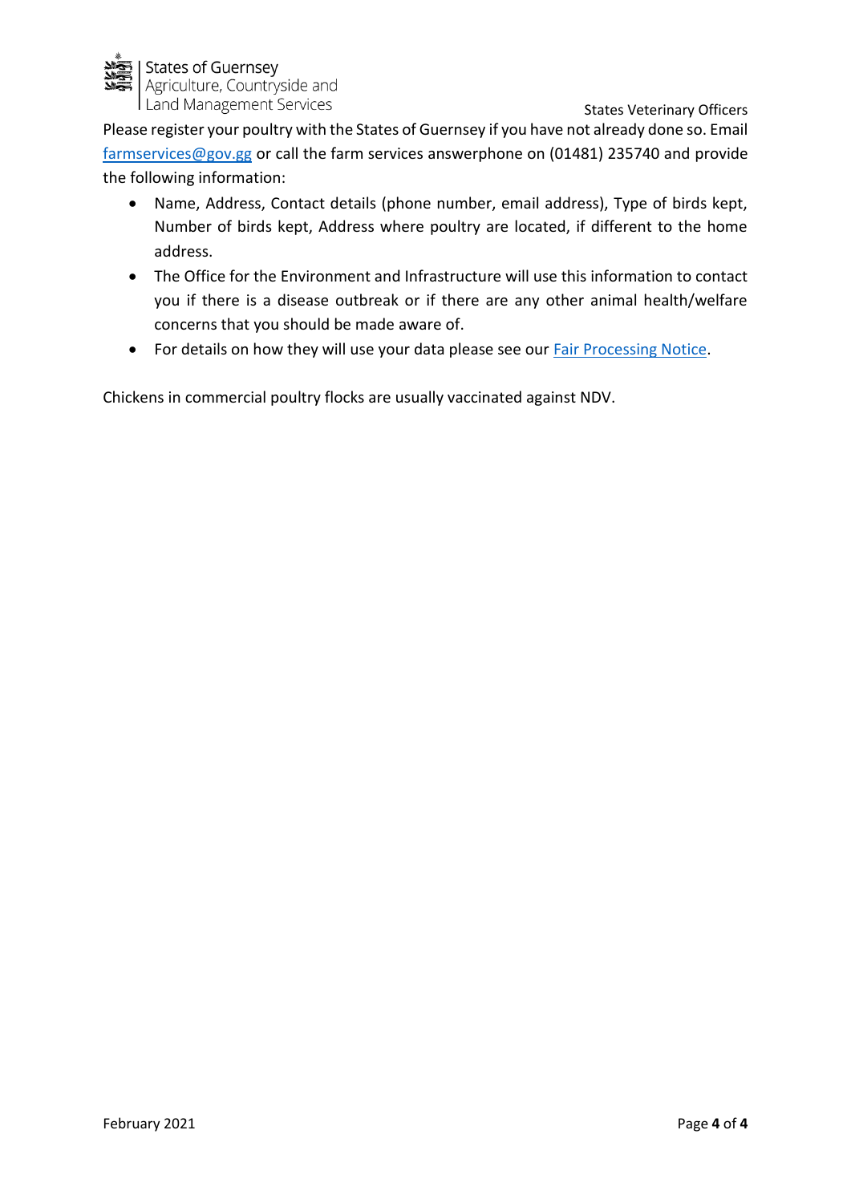Please register your poultry with the States of Guernsey if you have not already done so. Email [farmservices@gov.gg](mailto:farmservices@gov.gg) or call the farm services answerphone on (01481) 235740 and provide the following information:

- Name, Address, Contact details (phone number, email address), Type of birds kept, Number of birds kept, Address where poultry are located, if different to the home address.
- The Office for the Environment and Infrastructure will use this information to contact you if there is a disease outbreak or if there are any other animal health/welfare concerns that you should be made aware of.
- For details on how they will use your data please see our Fair Processing Notice.

Chickens in commercial poultry flocks are usually vaccinated against NDV.